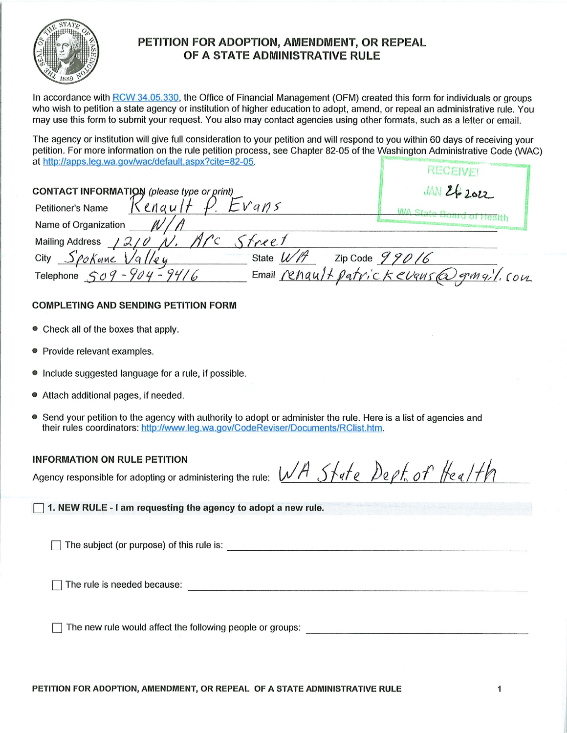# PETITION FOR ADOPTION, AMENDMENT, OR REPEAL OF A STATE ADMINISTRATIVE RULE

In accordance with RCW 34.05.330, the Office of Financial Management (OFM) created this form for individuals or groups who wish to petition a state agency or institution of higher education to adopt, amend, or repeal an administrative rule. You may use this form to submit your request. You also may contact agencies using other formats, such as a letter or email.

The agency or institution will give full consideration to your petition and will respond to you within 60 days of receiving your petition. For more information on the rule petition process, see Chapter 82-05 of the Washington Administrative Code (WAC) at http://apps.leg.wa.gov/wac/default.aspx?cite=82-05.

RECEIVED
JAN 26 2022
WA State Board of Health

**CONTACT INFORMATION** *(please type or print)*

Petitioner's Name: Renault P. Evans

Name of Organization: N/A

Mailing Address: 1210 N. Arc Street

City: Spokane Valley   State: WA   Zip Code: 99016

Telephone: 509-904-9416   Email: renaultpatrickevans@gmail.com

**COMPLETING AND SENDING PETITION FORM**

- Check all of the boxes that apply.
- Provide relevant examples.
- Include suggested language for a rule, if possible.
- Attach additional pages, if needed.
- Send your petition to the agency with authority to adopt or administer the rule. Here is a list of agencies and their rules coordinators: http://www.leg.wa.gov/CodeReviser/Documents/RClist.htm.

**INFORMATION ON RULE PETITION**

Agency responsible for adopting or administering the rule: WA State Dept. of Health

☐ **1. NEW RULE - I am requesting the agency to adopt a new rule.**

☐ The subject (or purpose) of this rule is: ______

☐ The rule is needed because: ______

☐ The new rule would affect the following people or groups: ______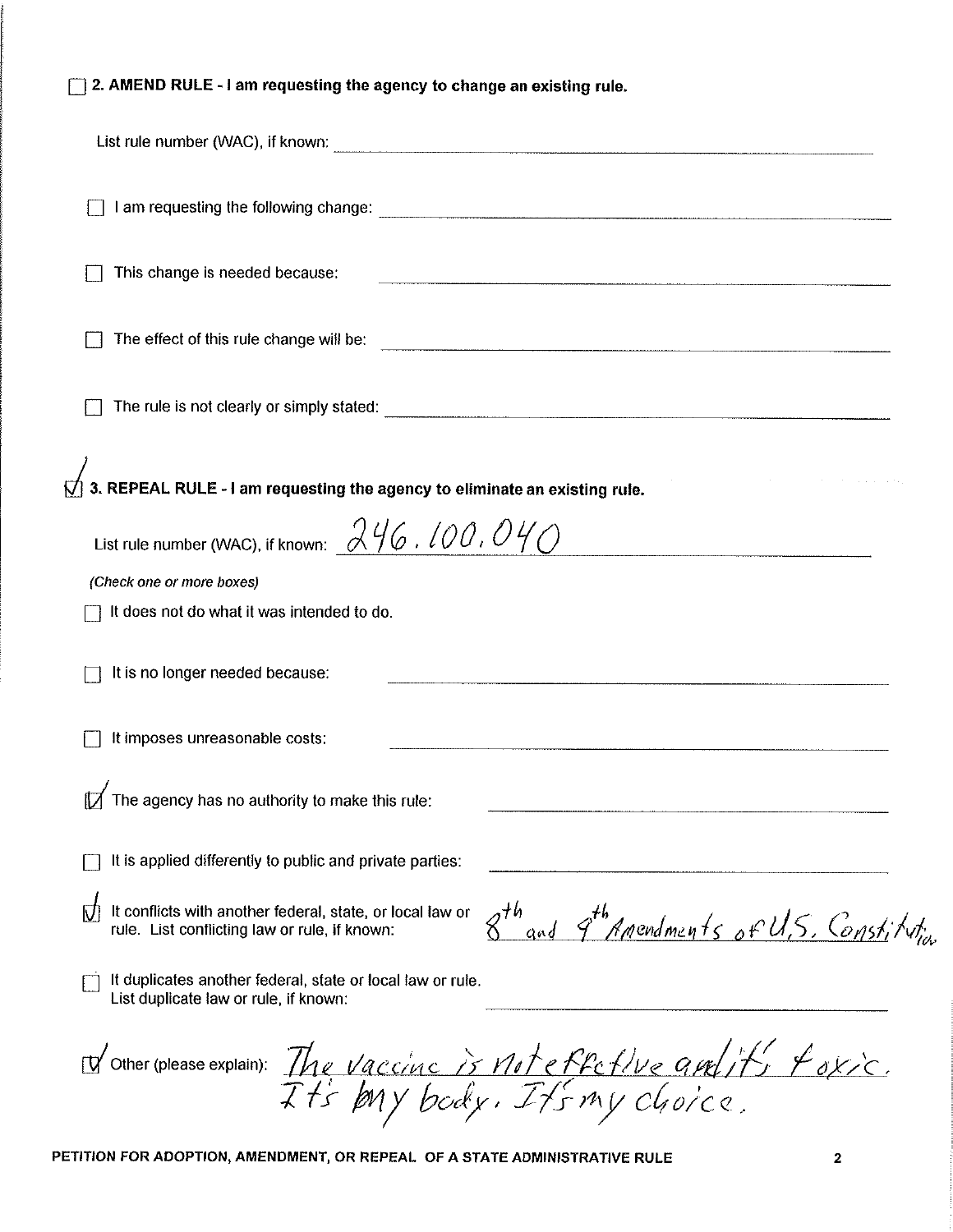☐ **2. AMEND RULE - I am requesting the agency to change an existing rule.**

List rule number (WAC), if known: ____________________

☐ I am requesting the following change: ____________________

☐ This change is needed because: ____________________

☐ The effect of this rule change will be: ____________________

☐ The rule is not clearly or simply stated: ____________________

☑ **3. REPEAL RULE - I am requesting the agency to eliminate an existing rule.**

List rule number (WAC), if known: 246.100.040

*(Check one or more boxes)*

☐ It does not do what it was intended to do.

☐ It is no longer needed because: ____________________

☐ It imposes unreasonable costs: ____________________

☑ The agency has no authority to make this rule: ____________________

☐ It is applied differently to public and private parties: ____________________

☑ It conflicts with another federal, state, or local law or rule. List conflicting law or rule, if known: 8th and 9th Amendments of U.S. Constitution

☐ It duplicates another federal, state or local law or rule. List duplicate law or rule, if known: ____________________

☑ Other (please explain): The vaccine is not effective and it's toxic. It's my body. It's my choice.

PETITION FOR ADOPTION, AMENDMENT, OR REPEAL OF A STATE ADMINISTRATIVE RULE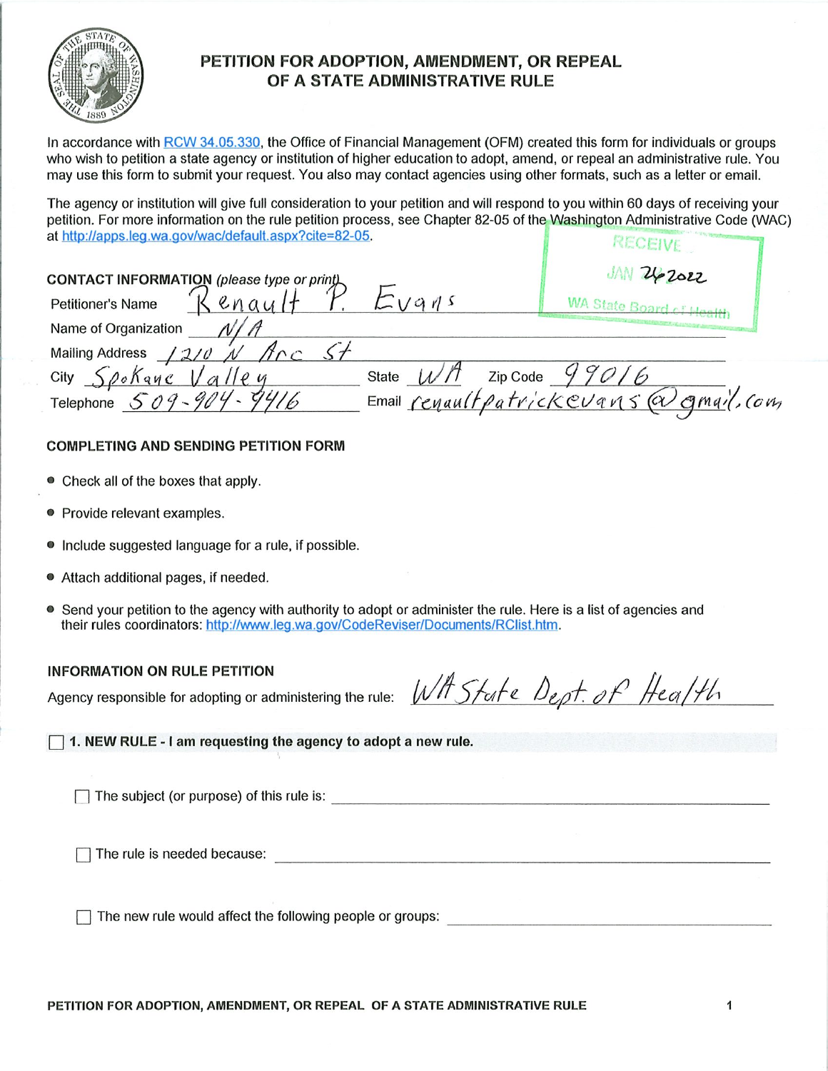# PETITION FOR ADOPTION, AMENDMENT, OR REPEAL OF A STATE ADMINISTRATIVE RULE

In accordance with RCW 34.05.330, the Office of Financial Management (OFM) created this form for individuals or groups who wish to petition a state agency or institution of higher education to adopt, amend, or repeal an administrative rule. You may use this form to submit your request. You also may contact agencies using other formats, such as a letter or email.

The agency or institution will give full consideration to your petition and will respond to you within 60 days of receiving your petition. For more information on the rule petition process, see Chapter 82-05 of the Washington Administrative Code (WAC) at http://apps.leg.wa.gov/wac/default.aspx?cite=82-05.

RECEIVED
JAN 24 2022
WA State Board of Health

**CONTACT INFORMATION** *(please type or print)*

Petitioner's Name: Renault P. Evans

Name of Organization: N/A

Mailing Address: 1210 N Arc St

City: Spokane Valley State: WA Zip Code: 99016

Telephone: 509-904-9416 Email: renaultpatrickevans@gmail.com

**COMPLETING AND SENDING PETITION FORM**

- Check all of the boxes that apply.
- Provide relevant examples.
- Include suggested language for a rule, if possible.
- Attach additional pages, if needed.
- Send your petition to the agency with authority to adopt or administer the rule. Here is a list of agencies and their rules coordinators: http://www.leg.wa.gov/CodeReviser/Documents/RClist.htm.

**INFORMATION ON RULE PETITION**

Agency responsible for adopting or administering the rule: WA State Dept. of Health

☐ **1. NEW RULE - I am requesting the agency to adopt a new rule.**

☐ The subject (or purpose) of this rule is:

☐ The rule is needed because:

☐ The new rule would affect the following people or groups: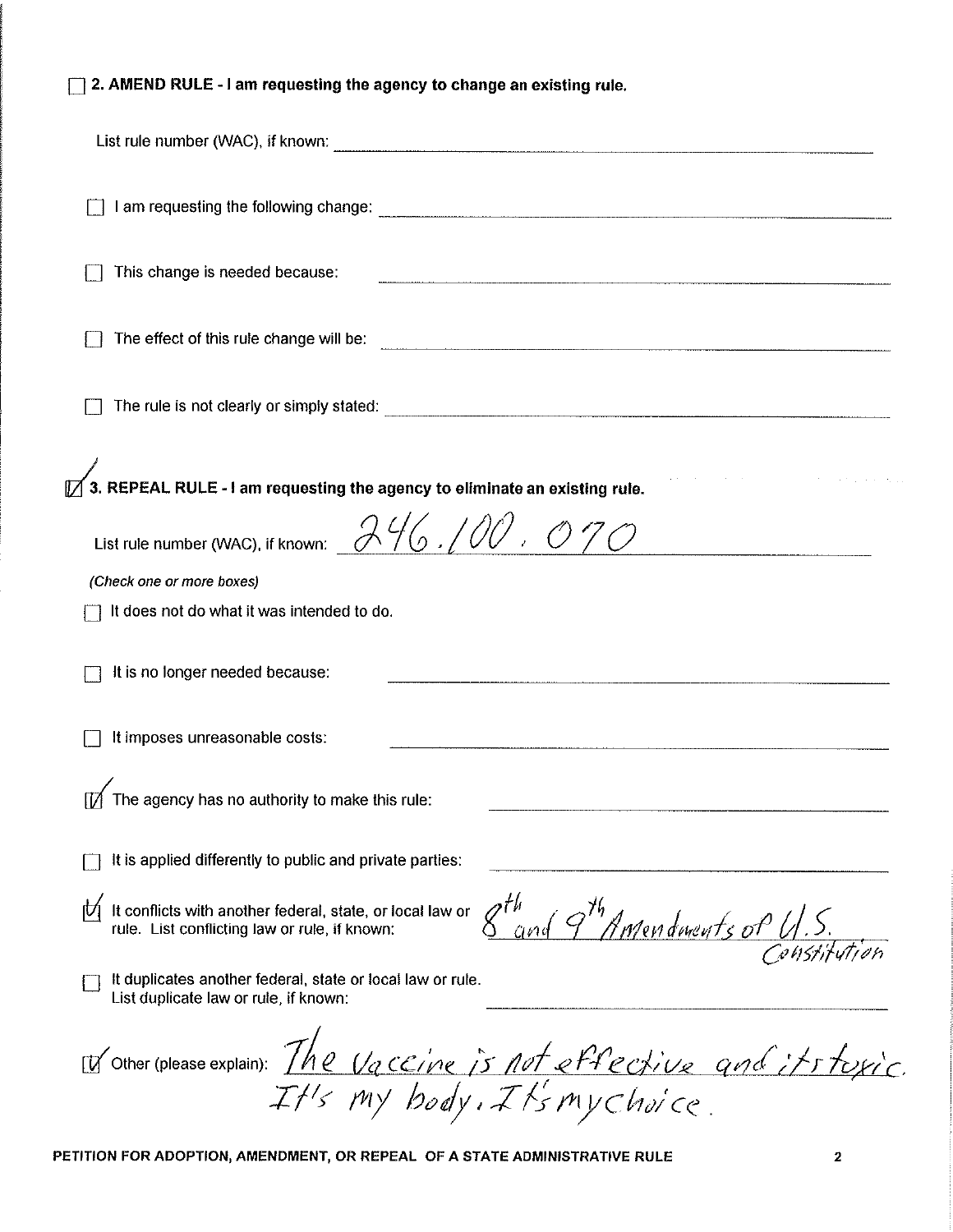☐ **2. AMEND RULE - I am requesting the agency to change an existing rule.**

List rule number (WAC), if known: ______________________

☐ I am requesting the following change: ______________________

☐ This change is needed because: ______________________

☐ The effect of this rule change will be: ______________________

☐ The rule is not clearly or simply stated: ______________________

☑ **3. REPEAL RULE - I am requesting the agency to eliminate an existing rule.**

List rule number (WAC), if known: 246.100.070

*(Check one or more boxes)*

☐ It does not do what it was intended to do.

☐ It is no longer needed because: ______________________

☐ It imposes unreasonable costs: ______________________

☑ The agency has no authority to make this rule: ______________________

☐ It is applied differently to public and private parties: ______________________

☑ It conflicts with another federal, state, or local law or rule. List conflicting law or rule, if known: 8th and 9th Amendments of U.S. Constitution

☐ It duplicates another federal, state or local law or rule. List duplicate law or rule, if known: ______________________

☑ Other (please explain): The vaccine is not effective and its toxic. It's my body. It's my choice.

**PETITION FOR ADOPTION, AMENDMENT, OR REPEAL OF A STATE ADMINISTRATIVE RULE**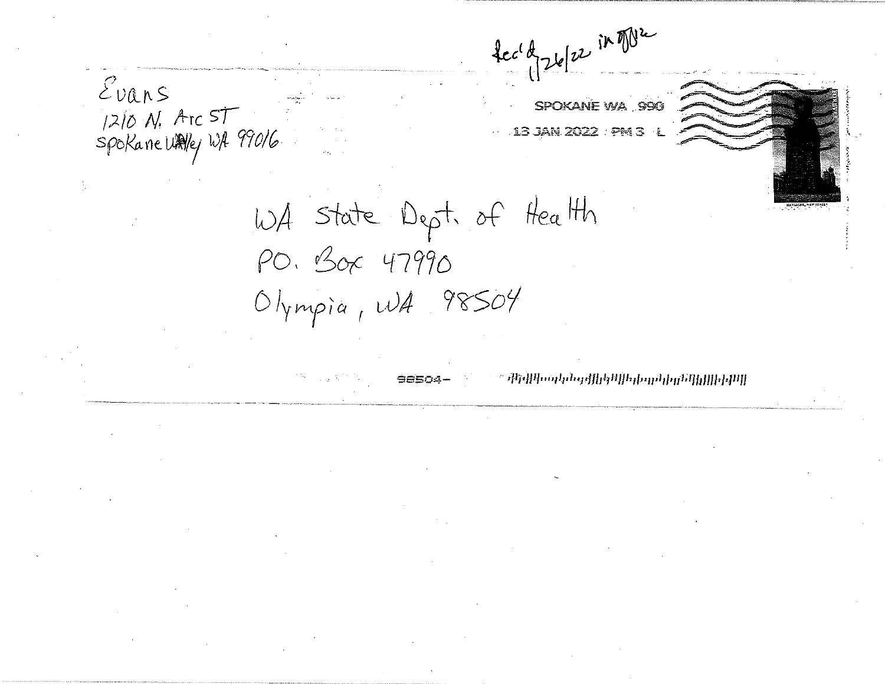Rec'd 1/26/22 in office

Evans
1210 N. Arc ST
Spokane Valley WA 99016

SPOKANE WA 990
13 JAN 2022 PM 3 L

WA State Dept. of Health
PO. Box 47990
Olympia, WA 98504

98504-